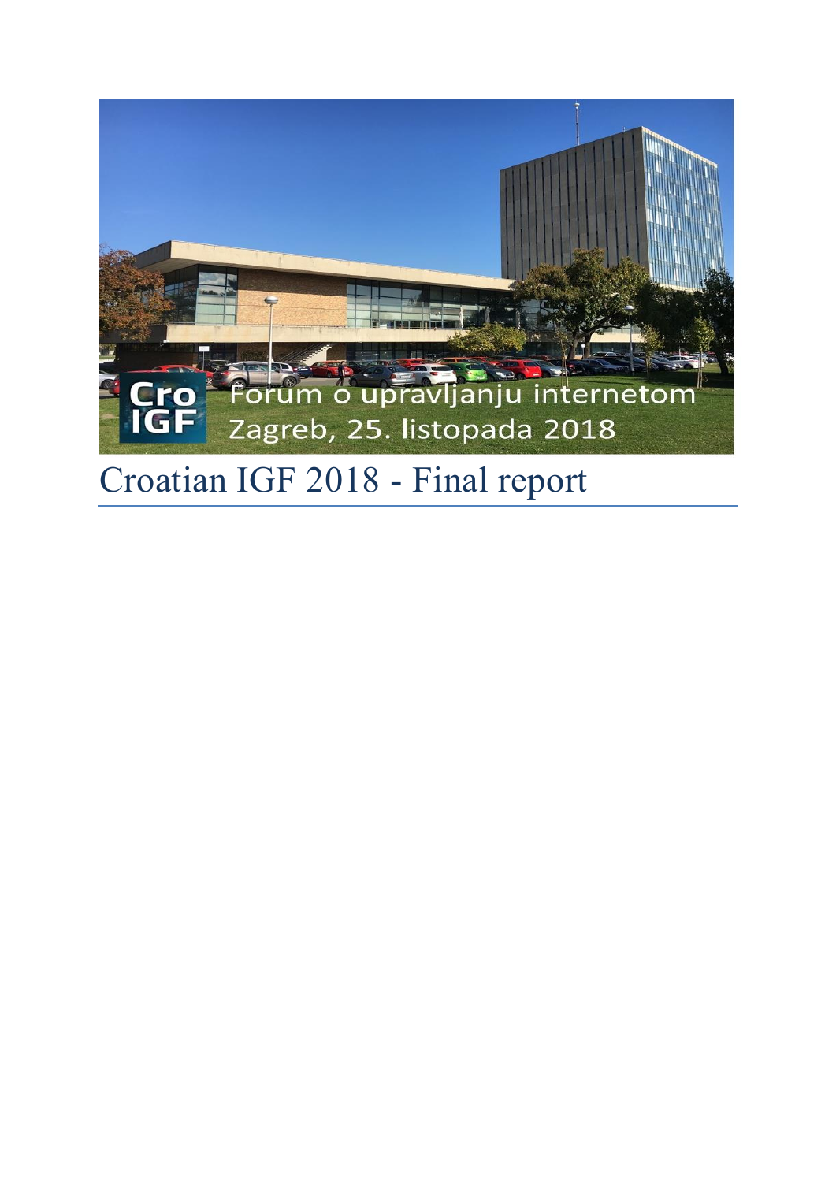Cro IGF

Forum o upravljanju internetom
Zagreb, 25. listopada 2018

# Croatian IGF 2018 - Final report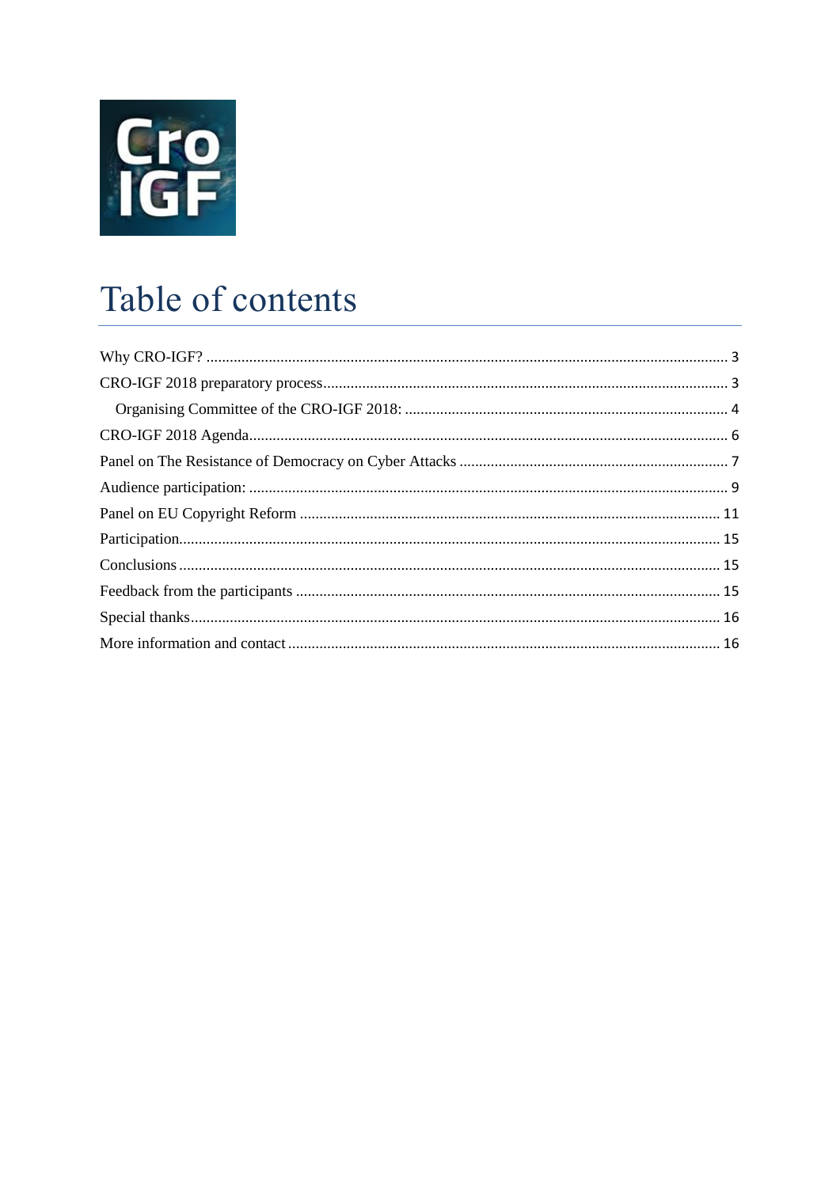# Table of contents

Why CRO-IGF? ..... 3
CRO-IGF 2018 preparatory process ..... 3
  Organising Committee of the CRO-IGF 2018: ..... 4
CRO-IGF 2018 Agenda ..... 6
Panel on The Resistance of Democracy on Cyber Attacks ..... 7
Audience participation: ..... 9
Panel on EU Copyright Reform ..... 11
Participation ..... 15
Conclusions ..... 15
Feedback from the participants ..... 15
Special thanks ..... 16
More information and contact ..... 16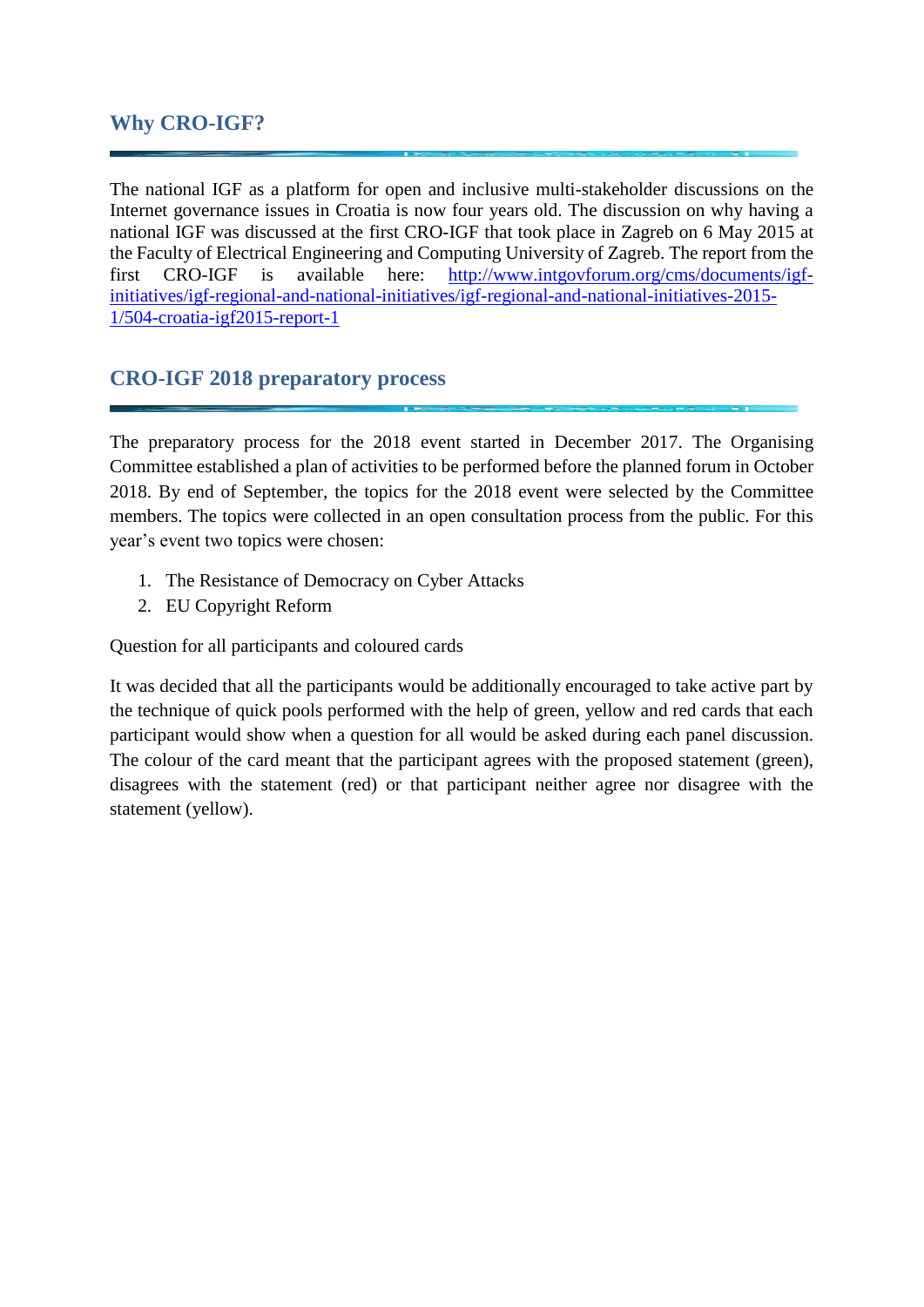## Why CRO-IGF?

The national IGF as a platform for open and inclusive multi-stakeholder discussions on the Internet governance issues in Croatia is now four years old. The discussion on why having a national IGF was discussed at the first CRO-IGF that took place in Zagreb on 6 May 2015 at the Faculty of Electrical Engineering and Computing University of Zagreb. The report from the first CRO-IGF is available here: [http://www.intgovforum.org/cms/documents/igf-initiatives/igf-regional-and-national-initiatives/igf-regional-and-national-initiatives-2015-1/504-croatia-igf2015-report-1](http://www.intgovforum.org/cms/documents/igf-initiatives/igf-regional-and-national-initiatives/igf-regional-and-national-initiatives-2015-1/504-croatia-igf2015-report-1)

## CRO-IGF 2018 preparatory process

The preparatory process for the 2018 event started in December 2017. The Organising Committee established a plan of activities to be performed before the planned forum in October 2018. By end of September, the topics for the 2018 event were selected by the Committee members. The topics were collected in an open consultation process from the public. For this year's event two topics were chosen:

1. The Resistance of Democracy on Cyber Attacks
2. EU Copyright Reform

Question for all participants and coloured cards

It was decided that all the participants would be additionally encouraged to take active part by the technique of quick pools performed with the help of green, yellow and red cards that each participant would show when a question for all would be asked during each panel discussion. The colour of the card meant that the participant agrees with the proposed statement (green), disagrees with the statement (red) or that participant neither agree nor disagree with the statement (yellow).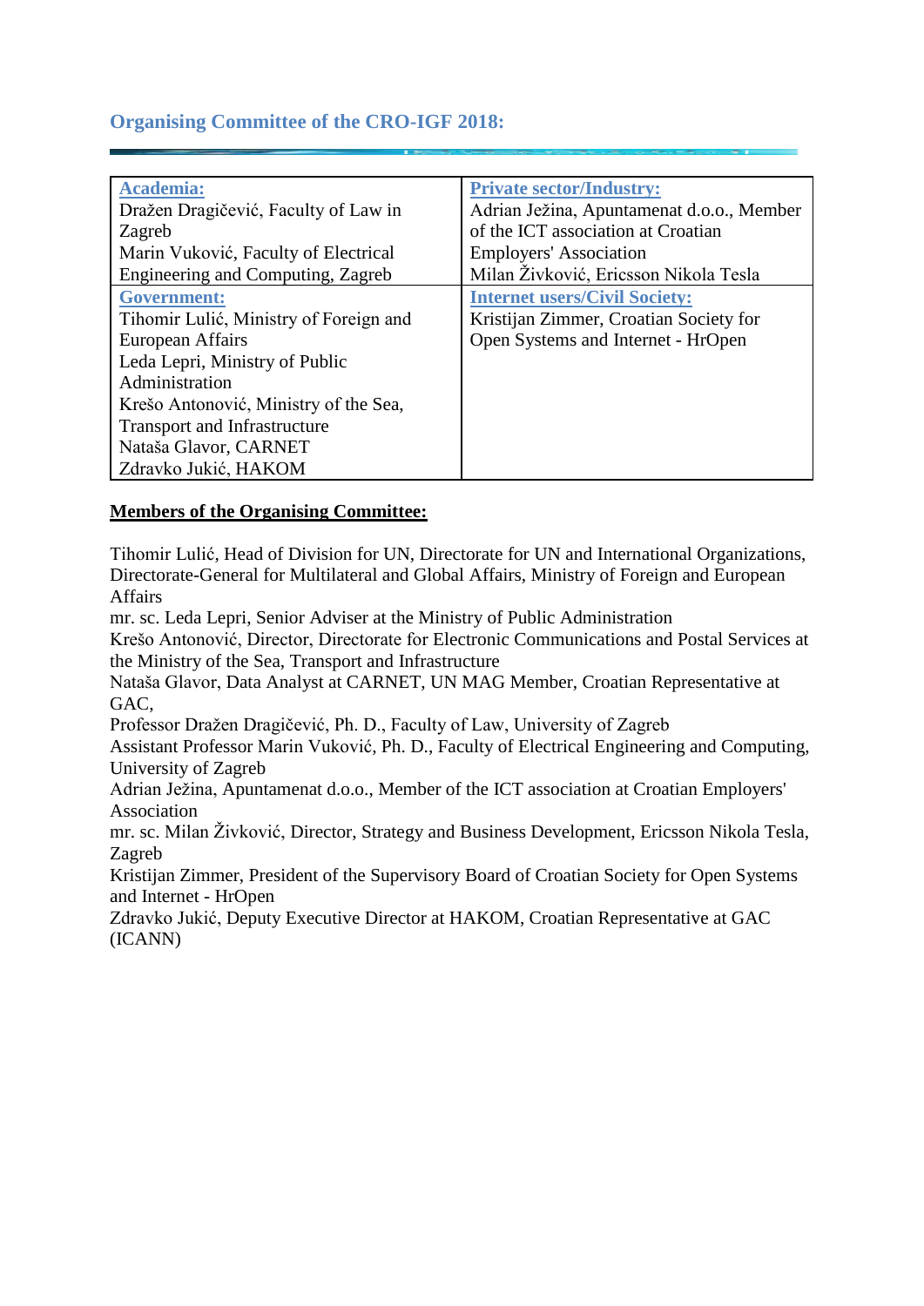## Organising Committee of the CRO-IGF 2018:

| Academia: | Private sector/Industry: |
|---|---|
| Dražen Dragičević, Faculty of Law in Zagreb<br>Marin Vuković, Faculty of Electrical Engineering and Computing, Zagreb | Adrian Ježina, Apuntamenat d.o.o., Member of the ICT association at Croatian Employers' Association<br>Milan Živković, Ericsson Nikola Tesla |
| **Government:** | **Internet users/Civil Society:** |
| Tihomir Lulić, Ministry of Foreign and European Affairs<br>Leda Lepri, Ministry of Public Administration<br>Krešo Antonović, Ministry of the Sea, Transport and Infrastructure<br>Nataša Glavor, CARNET<br>Zdravko Jukić, HAKOM | Kristijan Zimmer, Croatian Society for Open Systems and Internet - HrOpen |

**Members of the Organising Committee:**

Tihomir Lulić, Head of Division for UN, Directorate for UN and International Organizations, Directorate-General for Multilateral and Global Affairs, Ministry of Foreign and European Affairs
mr. sc. Leda Lepri, Senior Adviser at the Ministry of Public Administration
Krešo Antonović, Director, Directorate for Electronic Communications and Postal Services at the Ministry of the Sea, Transport and Infrastructure
Nataša Glavor, Data Analyst at CARNET, UN MAG Member, Croatian Representative at GAC,
Professor Dražen Dragičević, Ph. D., Faculty of Law, University of Zagreb
Assistant Professor Marin Vuković, Ph. D., Faculty of Electrical Engineering and Computing, University of Zagreb
Adrian Ježina, Apuntamenat d.o.o., Member of the ICT association at Croatian Employers' Association
mr. sc. Milan Živković, Director, Strategy and Business Development, Ericsson Nikola Tesla, Zagreb
Kristijan Zimmer, President of the Supervisory Board of Croatian Society for Open Systems and Internet - HrOpen
Zdravko Jukić, Deputy Executive Director at HAKOM, Croatian Representative at GAC (ICANN)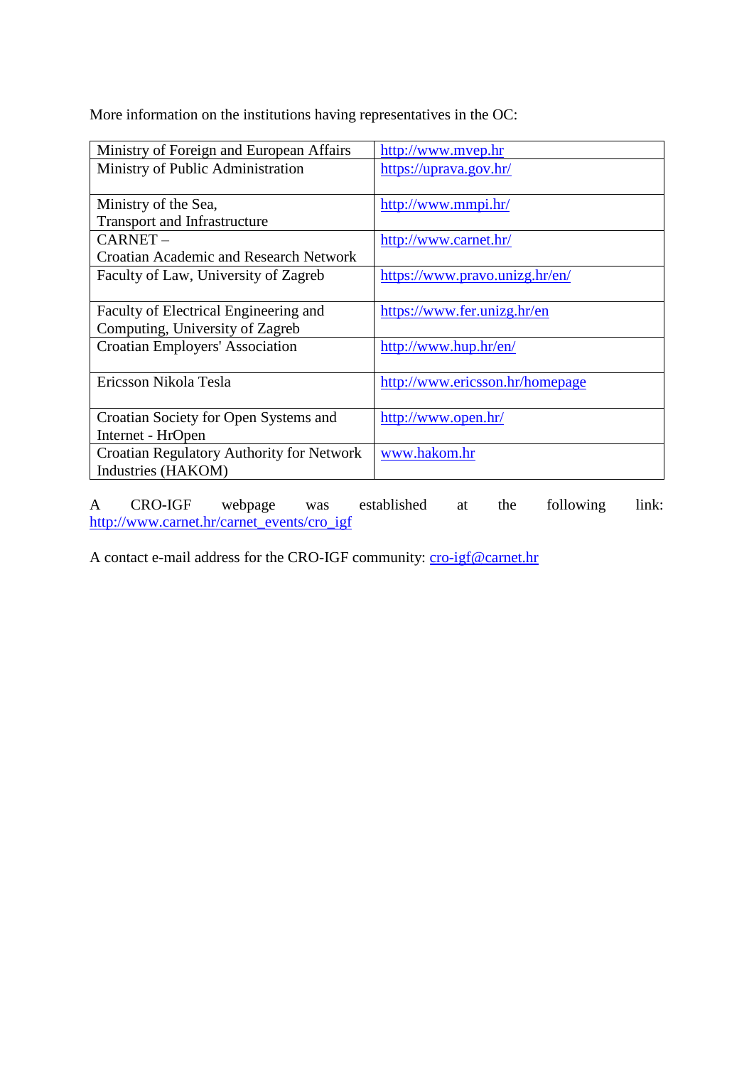More information on the institutions having representatives in the OC:

| Institution | Website |
| --- | --- |
| Ministry of Foreign and European Affairs | http://www.mvep.hr |
| Ministry of Public Administration | https://uprava.gov.hr/ |
| Ministry of the Sea, Transport and Infrastructure | http://www.mmpi.hr/ |
| CARNET – Croatian Academic and Research Network | http://www.carnet.hr/ |
| Faculty of Law, University of Zagreb | https://www.pravo.unizg.hr/en/ |
| Faculty of Electrical Engineering and Computing, University of Zagreb | https://www.fer.unizg.hr/en |
| Croatian Employers' Association | http://www.hup.hr/en/ |
| Ericsson Nikola Tesla | http://www.ericsson.hr/homepage |
| Croatian Society for Open Systems and Internet - HrOpen | http://www.open.hr/ |
| Croatian Regulatory Authority for Network Industries (HAKOM) | www.hakom.hr |

A CRO-IGF webpage was established at the following link: http://www.carnet.hr/carnet_events/cro_igf

A contact e-mail address for the CRO-IGF community: cro-igf@carnet.hr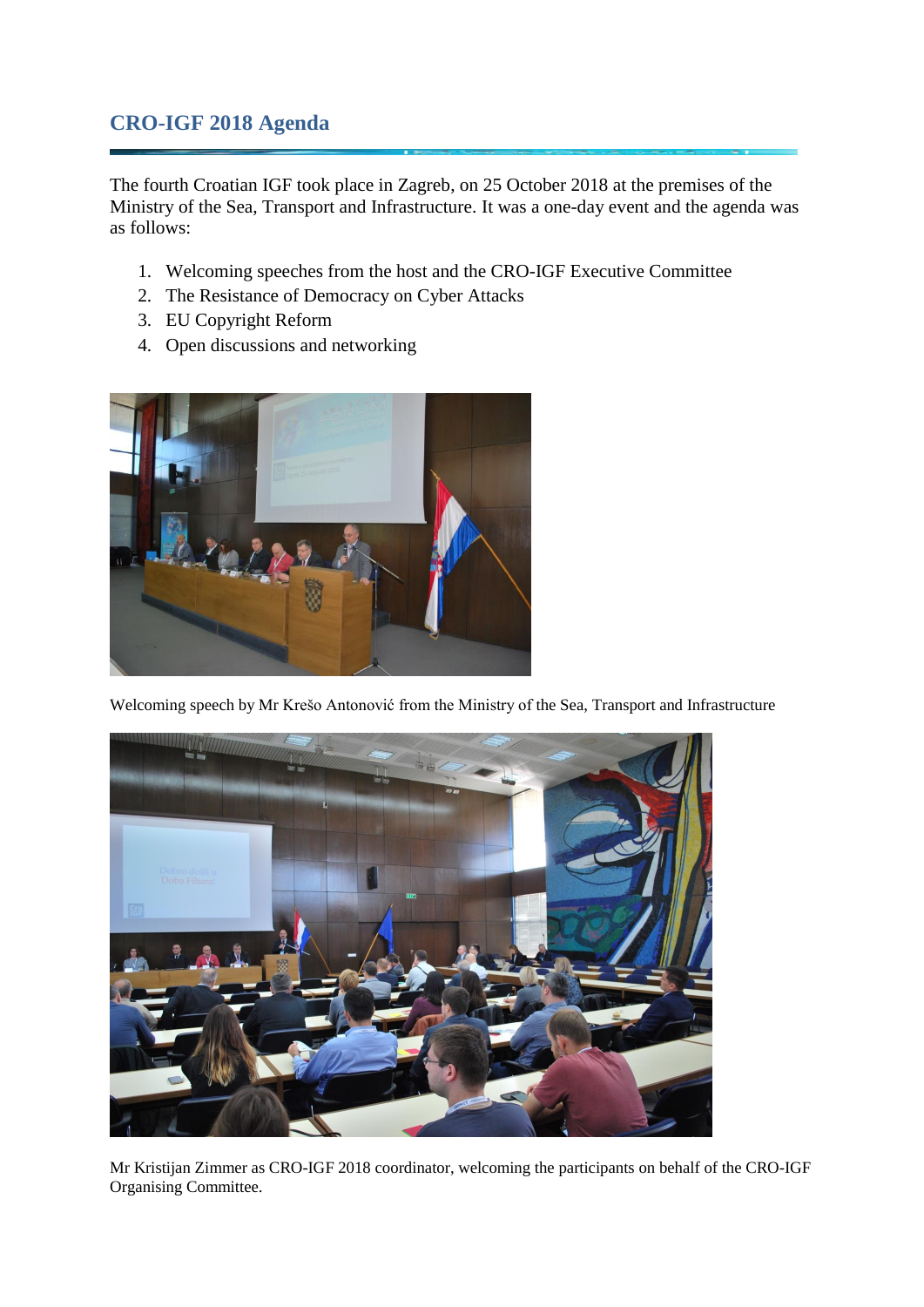## CRO-IGF 2018 Agenda

The fourth Croatian IGF took place in Zagreb, on 25 October 2018 at the premises of the Ministry of the Sea, Transport and Infrastructure. It was a one-day event and the agenda was as follows:

1. Welcoming speeches from the host and the CRO-IGF Executive Committee
2. The Resistance of Democracy on Cyber Attacks
3. EU Copyright Reform
4. Open discussions and networking

Welcoming speech by Mr Krešo Antonović from the Ministry of the Sea, Transport and Infrastructure

Mr Kristijan Zimmer as CRO-IGF 2018 coordinator, welcoming the participants on behalf of the CRO-IGF Organising Committee.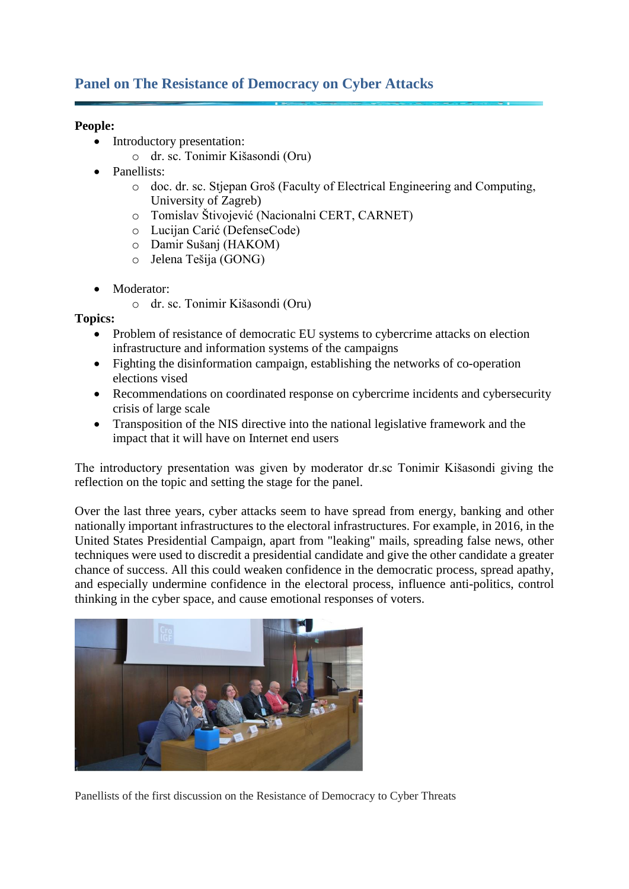## Panel on The Resistance of Democracy on Cyber Attacks

**People:**

- Introductory presentation:
  - dr. sc. Tonimir Kišasondi (Oru)
- Panellists:
  - doc. dr. sc. Stjepan Groš (Faculty of Electrical Engineering and Computing, University of Zagreb)
  - Tomislav Štivojević (Nacionalni CERT, CARNET)
  - Lucijan Carić (DefenseCode)
  - Damir Sušanj (HAKOM)
  - Jelena Tešija (GONG)
- Moderator:
  - dr. sc. Tonimir Kišasondi (Oru)

**Topics:**

- Problem of resistance of democratic EU systems to cybercrime attacks on election infrastructure and information systems of the campaigns
- Fighting the disinformation campaign, establishing the networks of co-operation elections vised
- Recommendations on coordinated response on cybercrime incidents and cybersecurity crisis of large scale
- Transposition of the NIS directive into the national legislative framework and the impact that it will have on Internet end users

The introductory presentation was given by moderator dr.sc Tonimir Kišasondi giving the reflection on the topic and setting the stage for the panel.

Over the last three years, cyber attacks seem to have spread from energy, banking and other nationally important infrastructures to the electoral infrastructures. For example, in 2016, in the United States Presidential Campaign, apart from "leaking" mails, spreading false news, other techniques were used to discredit a presidential candidate and give the other candidate a greater chance of success. All this could weaken confidence in the democratic process, spread apathy, and especially undermine confidence in the electoral process, influence anti-politics, control thinking in the cyber space, and cause emotional responses of voters.

Panellists of the first discussion on the Resistance of Democracy to Cyber Threats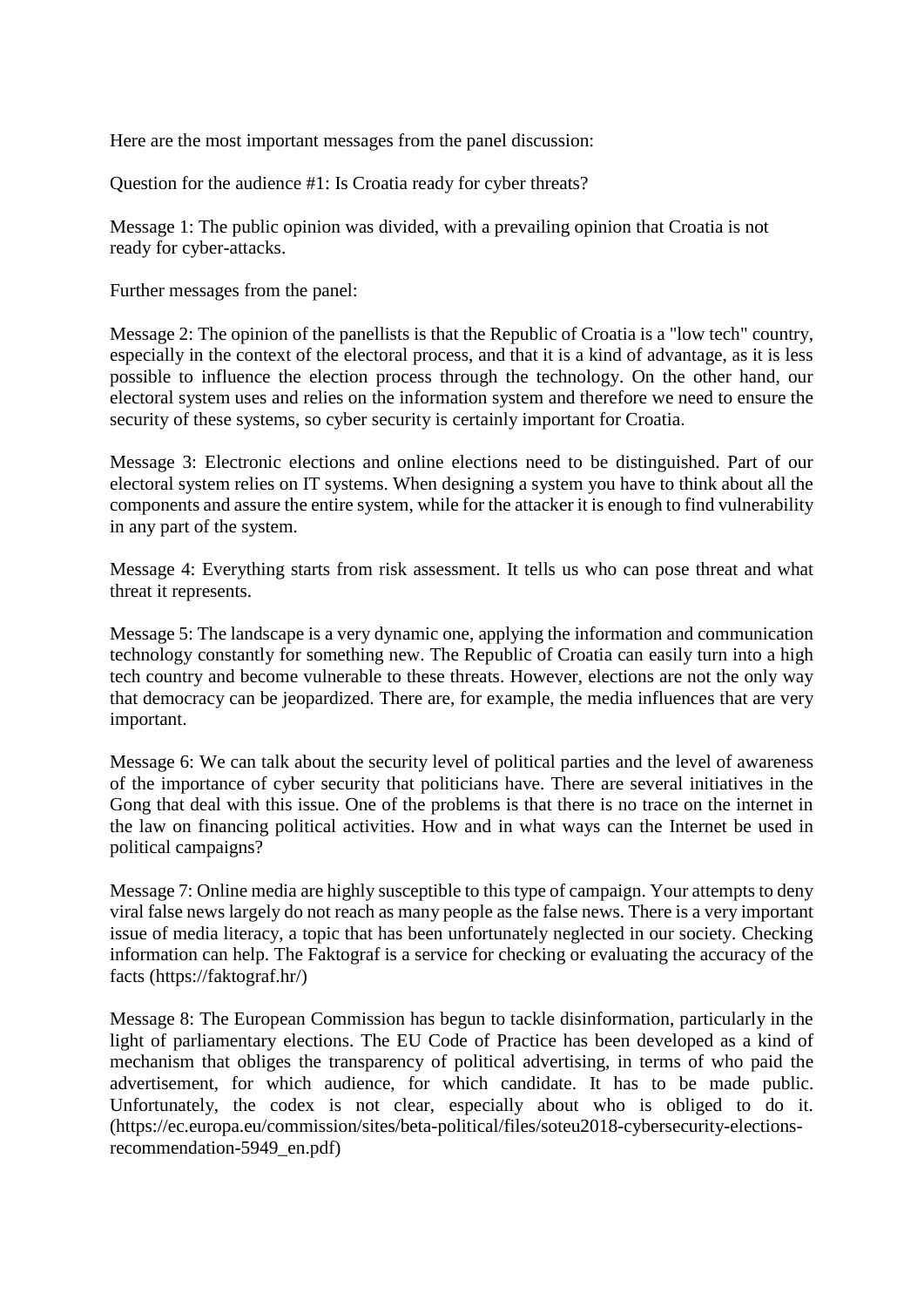Here are the most important messages from the panel discussion:

Question for the audience #1: Is Croatia ready for cyber threats?

Message 1: The public opinion was divided, with a prevailing opinion that Croatia is not ready for cyber-attacks.

Further messages from the panel:

Message 2: The opinion of the panellists is that the Republic of Croatia is a "low tech" country, especially in the context of the electoral process, and that it is a kind of advantage, as it is less possible to influence the election process through the technology. On the other hand, our electoral system uses and relies on the information system and therefore we need to ensure the security of these systems, so cyber security is certainly important for Croatia.

Message 3: Electronic elections and online elections need to be distinguished. Part of our electoral system relies on IT systems. When designing a system you have to think about all the components and assure the entire system, while for the attacker it is enough to find vulnerability in any part of the system.

Message 4: Everything starts from risk assessment. It tells us who can pose threat and what threat it represents.

Message 5: The landscape is a very dynamic one, applying the information and communication technology constantly for something new. The Republic of Croatia can easily turn into a high tech country and become vulnerable to these threats. However, elections are not the only way that democracy can be jeopardized. There are, for example, the media influences that are very important.

Message 6: We can talk about the security level of political parties and the level of awareness of the importance of cyber security that politicians have. There are several initiatives in the Gong that deal with this issue. One of the problems is that there is no trace on the internet in the law on financing political activities. How and in what ways can the Internet be used in political campaigns?

Message 7: Online media are highly susceptible to this type of campaign. Your attempts to deny viral false news largely do not reach as many people as the false news. There is a very important issue of media literacy, a topic that has been unfortunately neglected in our society. Checking information can help. The Faktograf is a service for checking or evaluating the accuracy of the facts (https://faktograf.hr/)

Message 8: The European Commission has begun to tackle disinformation, particularly in the light of parliamentary elections. The EU Code of Practice has been developed as a kind of mechanism that obliges the transparency of political advertising, in terms of who paid the advertisement, for which audience, for which candidate. It has to be made public. Unfortunately, the codex is not clear, especially about who is obliged to do it. (https://ec.europa.eu/commission/sites/beta-political/files/soteu2018-cybersecurity-elections-recommendation-5949_en.pdf)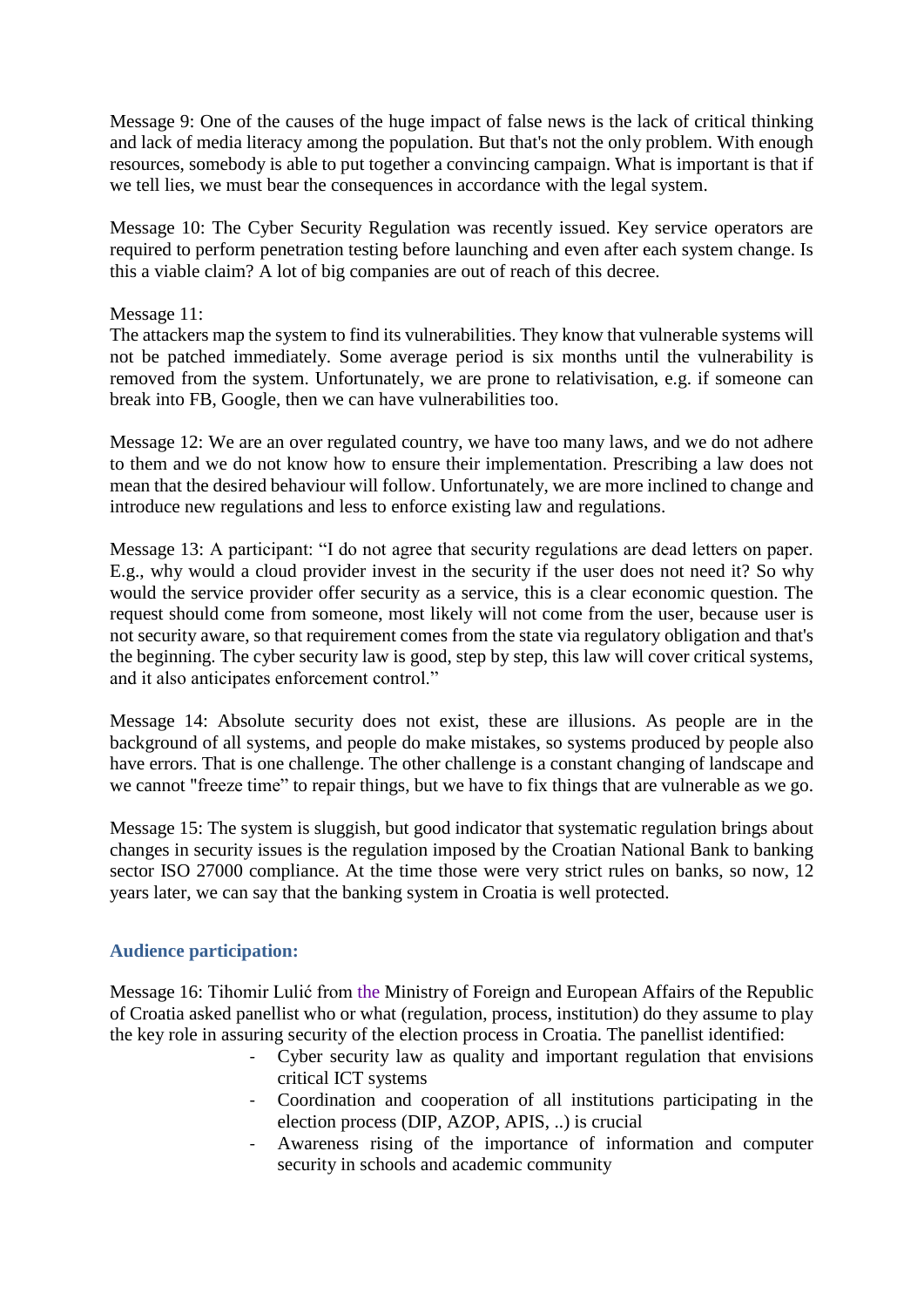Message 9: One of the causes of the huge impact of false news is the lack of critical thinking and lack of media literacy among the population. But that's not the only problem. With enough resources, somebody is able to put together a convincing campaign. What is important is that if we tell lies, we must bear the consequences in accordance with the legal system.

Message 10: The Cyber Security Regulation was recently issued. Key service operators are required to perform penetration testing before launching and even after each system change. Is this a viable claim? A lot of big companies are out of reach of this decree.

Message 11:
The attackers map the system to find its vulnerabilities. They know that vulnerable systems will not be patched immediately. Some average period is six months until the vulnerability is removed from the system. Unfortunately, we are prone to relativisation, e.g. if someone can break into FB, Google, then we can have vulnerabilities too.

Message 12: We are an over regulated country, we have too many laws, and we do not adhere to them and we do not know how to ensure their implementation. Prescribing a law does not mean that the desired behaviour will follow. Unfortunately, we are more inclined to change and introduce new regulations and less to enforce existing law and regulations.

Message 13: A participant: "I do not agree that security regulations are dead letters on paper. E.g., why would a cloud provider invest in the security if the user does not need it? So why would the service provider offer security as a service, this is a clear economic question. The request should come from someone, most likely will not come from the user, because user is not security aware, so that requirement comes from the state via regulatory obligation and that's the beginning. The cyber security law is good, step by step, this law will cover critical systems, and it also anticipates enforcement control."

Message 14: Absolute security does not exist, these are illusions. As people are in the background of all systems, and people do make mistakes, so systems produced by people also have errors. That is one challenge. The other challenge is a constant changing of landscape and we cannot "freeze time" to repair things, but we have to fix things that are vulnerable as we go.

Message 15: The system is sluggish, but good indicator that systematic regulation brings about changes in security issues is the regulation imposed by the Croatian National Bank to banking sector ISO 27000 compliance. At the time those were very strict rules on banks, so now, 12 years later, we can say that the banking system in Croatia is well protected.

### Audience participation:

Message 16: Tihomir Lulić from the Ministry of Foreign and European Affairs of the Republic of Croatia asked panellist who or what (regulation, process, institution) do they assume to play the key role in assuring security of the election process in Croatia. The panellist identified:

- Cyber security law as quality and important regulation that envisions critical ICT systems
- Coordination and cooperation of all institutions participating in the election process (DIP, AZOP, APIS, ..) is crucial
- Awareness rising of the importance of information and computer security in schools and academic community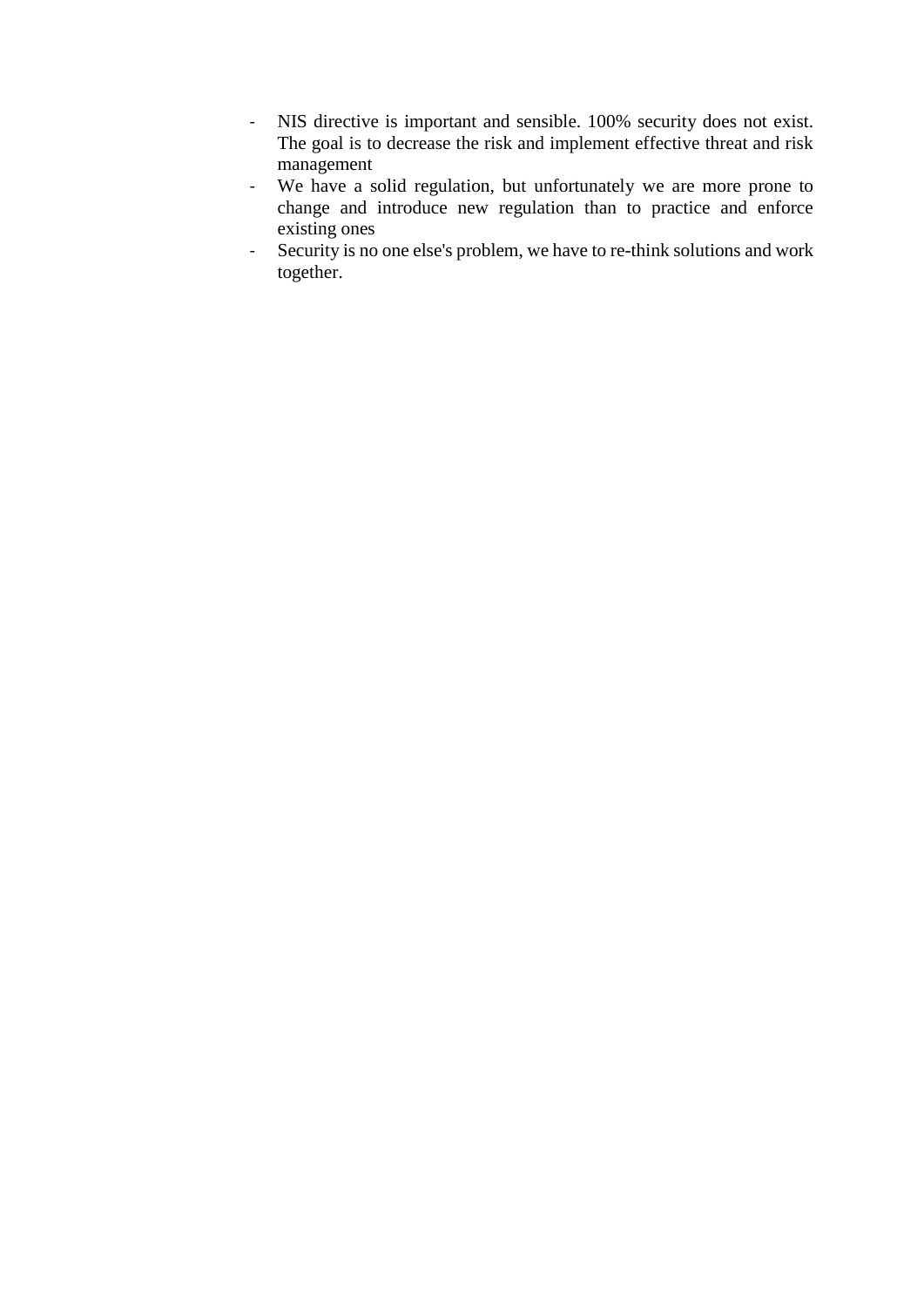- NIS directive is important and sensible. 100% security does not exist. The goal is to decrease the risk and implement effective threat and risk management
- We have a solid regulation, but unfortunately we are more prone to change and introduce new regulation than to practice and enforce existing ones
- Security is no one else's problem, we have to re-think solutions and work together.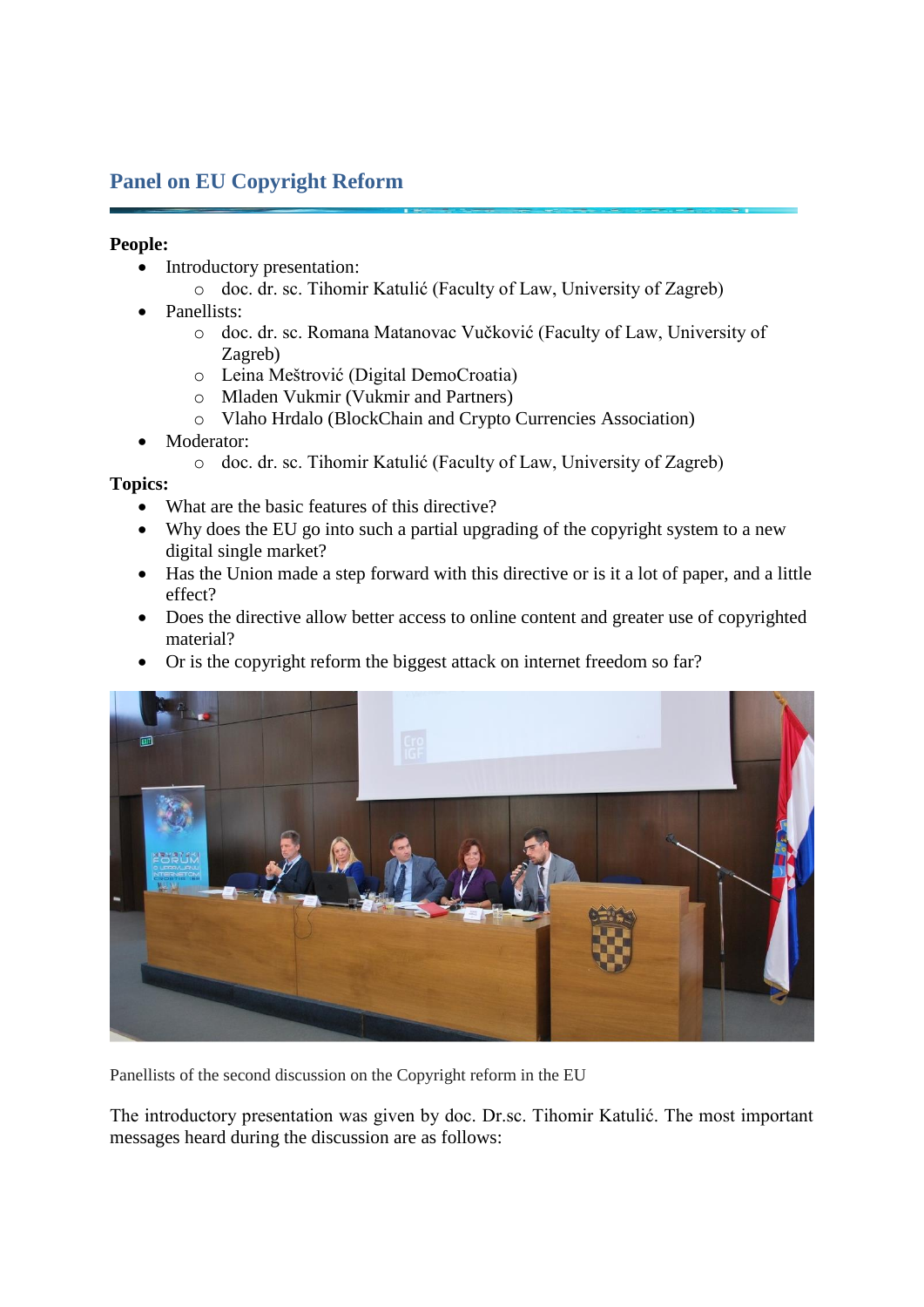## Panel on EU Copyright Reform

**People:**

- Introductory presentation:
  - doc. dr. sc. Tihomir Katulić (Faculty of Law, University of Zagreb)
- Panellists:
  - doc. dr. sc. Romana Matanovac Vučković (Faculty of Law, University of Zagreb)
  - Leina Meštrović (Digital DemoCroatia)
  - Mladen Vukmir (Vukmir and Partners)
  - Vlaho Hrdalo (BlockChain and Crypto Currencies Association)
- Moderator:
  - doc. dr. sc. Tihomir Katulić (Faculty of Law, University of Zagreb)

**Topics:**

- What are the basic features of this directive?
- Why does the EU go into such a partial upgrading of the copyright system to a new digital single market?
- Has the Union made a step forward with this directive or is it a lot of paper, and a little effect?
- Does the directive allow better access to online content and greater use of copyrighted material?
- Or is the copyright reform the biggest attack on internet freedom so far?

Panellists of the second discussion on the Copyright reform in the EU

The introductory presentation was given by doc. Dr.sc. Tihomir Katulić. The most important messages heard during the discussion are as follows: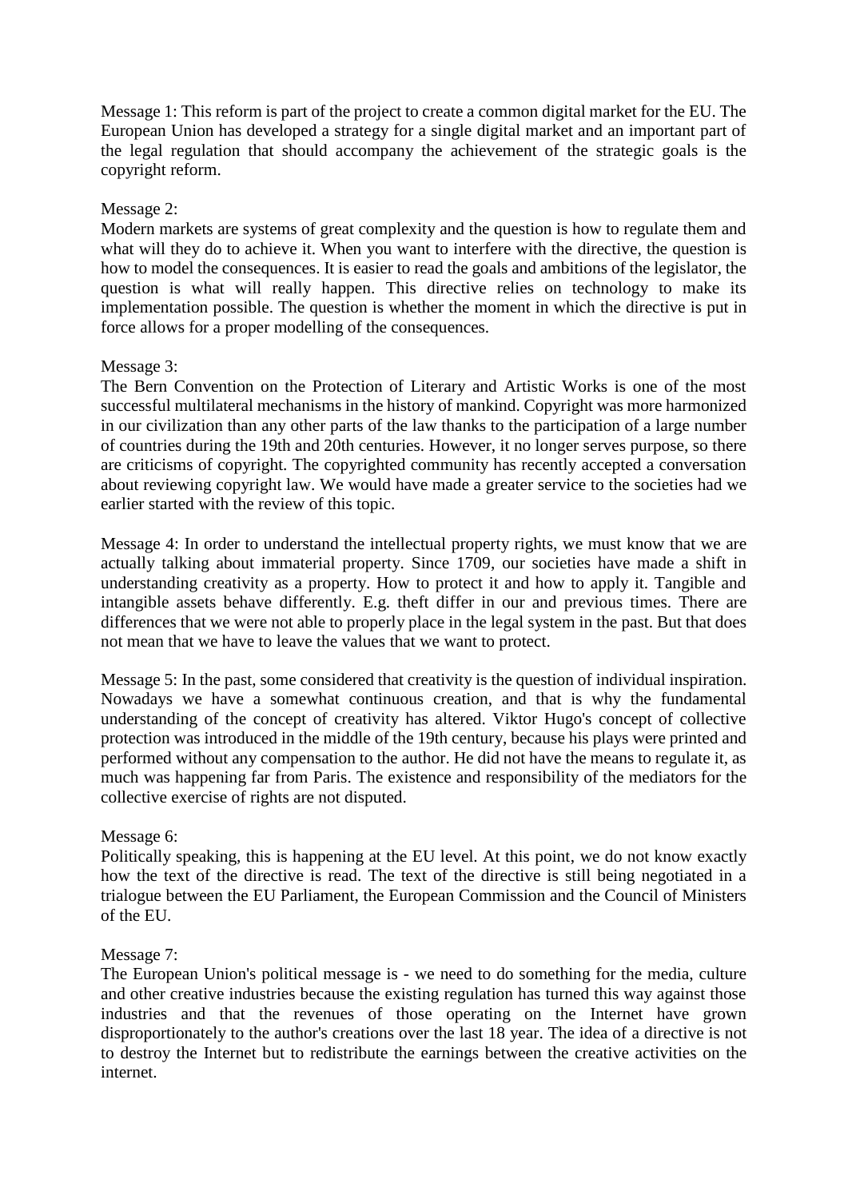Message 1: This reform is part of the project to create a common digital market for the EU. The European Union has developed a strategy for a single digital market and an important part of the legal regulation that should accompany the achievement of the strategic goals is the copyright reform.

Message 2:
Modern markets are systems of great complexity and the question is how to regulate them and what will they do to achieve it. When you want to interfere with the directive, the question is how to model the consequences. It is easier to read the goals and ambitions of the legislator, the question is what will really happen. This directive relies on technology to make its implementation possible. The question is whether the moment in which the directive is put in force allows for a proper modelling of the consequences.

Message 3:
The Bern Convention on the Protection of Literary and Artistic Works is one of the most successful multilateral mechanisms in the history of mankind. Copyright was more harmonized in our civilization than any other parts of the law thanks to the participation of a large number of countries during the 19th and 20th centuries. However, it no longer serves purpose, so there are criticisms of copyright. The copyrighted community has recently accepted a conversation about reviewing copyright law. We would have made a greater service to the societies had we earlier started with the review of this topic.

Message 4: In order to understand the intellectual property rights, we must know that we are actually talking about immaterial property. Since 1709, our societies have made a shift in understanding creativity as a property. How to protect it and how to apply it. Tangible and intangible assets behave differently. E.g. theft differ in our and previous times. There are differences that we were not able to properly place in the legal system in the past. But that does not mean that we have to leave the values that we want to protect.

Message 5: In the past, some considered that creativity is the question of individual inspiration. Nowadays we have a somewhat continuous creation, and that is why the fundamental understanding of the concept of creativity has altered. Viktor Hugo's concept of collective protection was introduced in the middle of the 19th century, because his plays were printed and performed without any compensation to the author. He did not have the means to regulate it, as much was happening far from Paris. The existence and responsibility of the mediators for the collective exercise of rights are not disputed.

Message 6:
Politically speaking, this is happening at the EU level. At this point, we do not know exactly how the text of the directive is read. The text of the directive is still being negotiated in a trialogue between the EU Parliament, the European Commission and the Council of Ministers of the EU.

Message 7:
The European Union's political message is - we need to do something for the media, culture and other creative industries because the existing regulation has turned this way against those industries and that the revenues of those operating on the Internet have grown disproportionately to the author's creations over the last 18 year. The idea of a directive is not to destroy the Internet but to redistribute the earnings between the creative activities on the internet.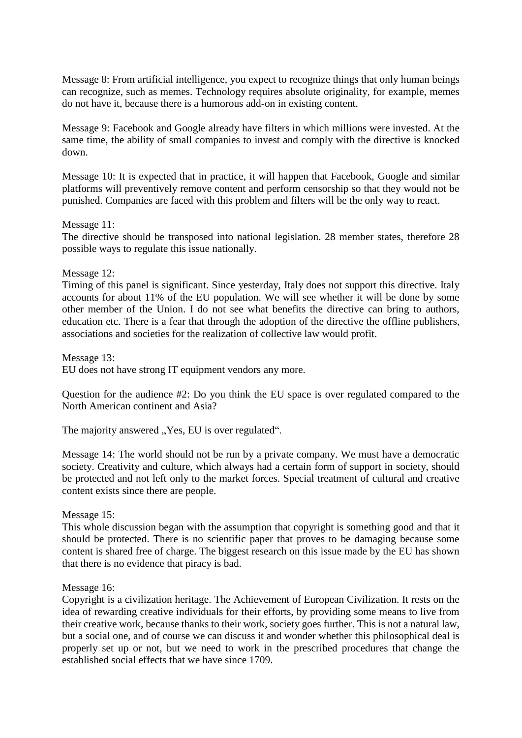Message 8: From artificial intelligence, you expect to recognize things that only human beings can recognize, such as memes. Technology requires absolute originality, for example, memes do not have it, because there is a humorous add-on in existing content.

Message 9: Facebook and Google already have filters in which millions were invested. At the same time, the ability of small companies to invest and comply with the directive is knocked down.

Message 10: It is expected that in practice, it will happen that Facebook, Google and similar platforms will preventively remove content and perform censorship so that they would not be punished. Companies are faced with this problem and filters will be the only way to react.

Message 11:
The directive should be transposed into national legislation. 28 member states, therefore 28 possible ways to regulate this issue nationally.

Message 12:
Timing of this panel is significant. Since yesterday, Italy does not support this directive. Italy accounts for about 11% of the EU population. We will see whether it will be done by some other member of the Union. I do not see what benefits the directive can bring to authors, education etc. There is a fear that through the adoption of the directive the offline publishers, associations and societies for the realization of collective law would profit.

Message 13:
EU does not have strong IT equipment vendors any more.

Question for the audience #2: Do you think the EU space is over regulated compared to the North American continent and Asia?

The majority answered „Yes, EU is over regulated".

Message 14: The world should not be run by a private company. We must have a democratic society. Creativity and culture, which always had a certain form of support in society, should be protected and not left only to the market forces. Special treatment of cultural and creative content exists since there are people.

Message 15:
This whole discussion began with the assumption that copyright is something good and that it should be protected. There is no scientific paper that proves to be damaging because some content is shared free of charge. The biggest research on this issue made by the EU has shown that there is no evidence that piracy is bad.

Message 16:
Copyright is a civilization heritage. The Achievement of European Civilization. It rests on the idea of rewarding creative individuals for their efforts, by providing some means to live from their creative work, because thanks to their work, society goes further. This is not a natural law, but a social one, and of course we can discuss it and wonder whether this philosophical deal is properly set up or not, but we need to work in the prescribed procedures that change the established social effects that we have since 1709.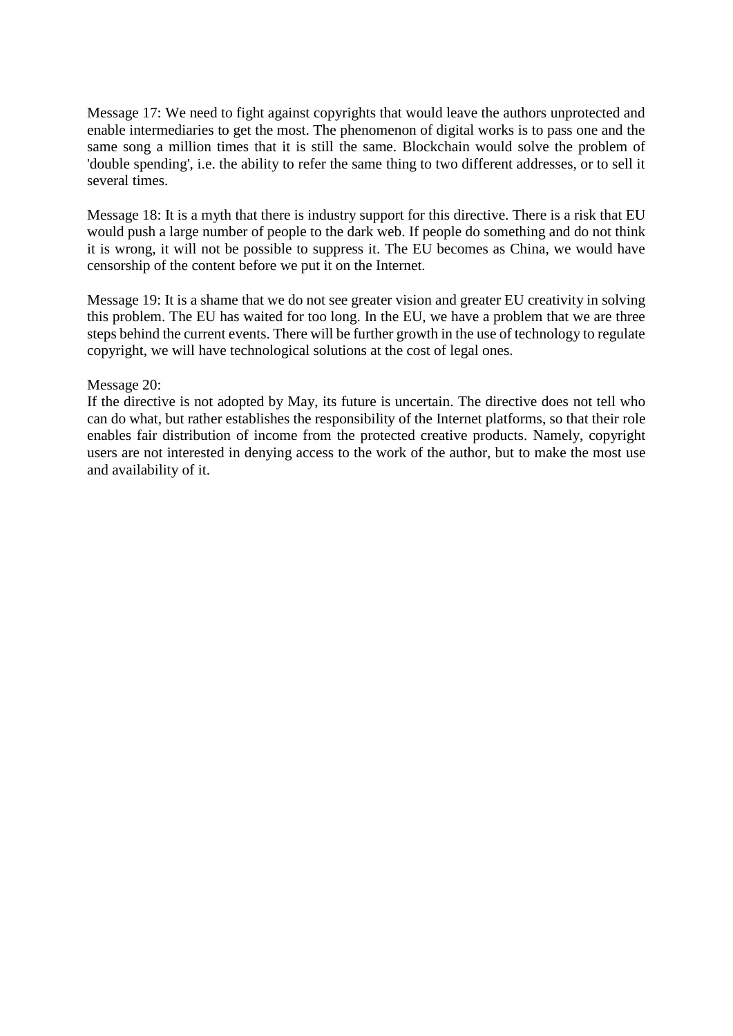Message 17: We need to fight against copyrights that would leave the authors unprotected and enable intermediaries to get the most. The phenomenon of digital works is to pass one and the same song a million times that it is still the same. Blockchain would solve the problem of 'double spending', i.e. the ability to refer the same thing to two different addresses, or to sell it several times.

Message 18: It is a myth that there is industry support for this directive. There is a risk that EU would push a large number of people to the dark web. If people do something and do not think it is wrong, it will not be possible to suppress it. The EU becomes as China, we would have censorship of the content before we put it on the Internet.

Message 19: It is a shame that we do not see greater vision and greater EU creativity in solving this problem. The EU has waited for too long. In the EU, we have a problem that we are three steps behind the current events. There will be further growth in the use of technology to regulate copyright, we will have technological solutions at the cost of legal ones.

Message 20:
If the directive is not adopted by May, its future is uncertain. The directive does not tell who can do what, but rather establishes the responsibility of the Internet platforms, so that their role enables fair distribution of income from the protected creative products. Namely, copyright users are not interested in denying access to the work of the author, but to make the most use and availability of it.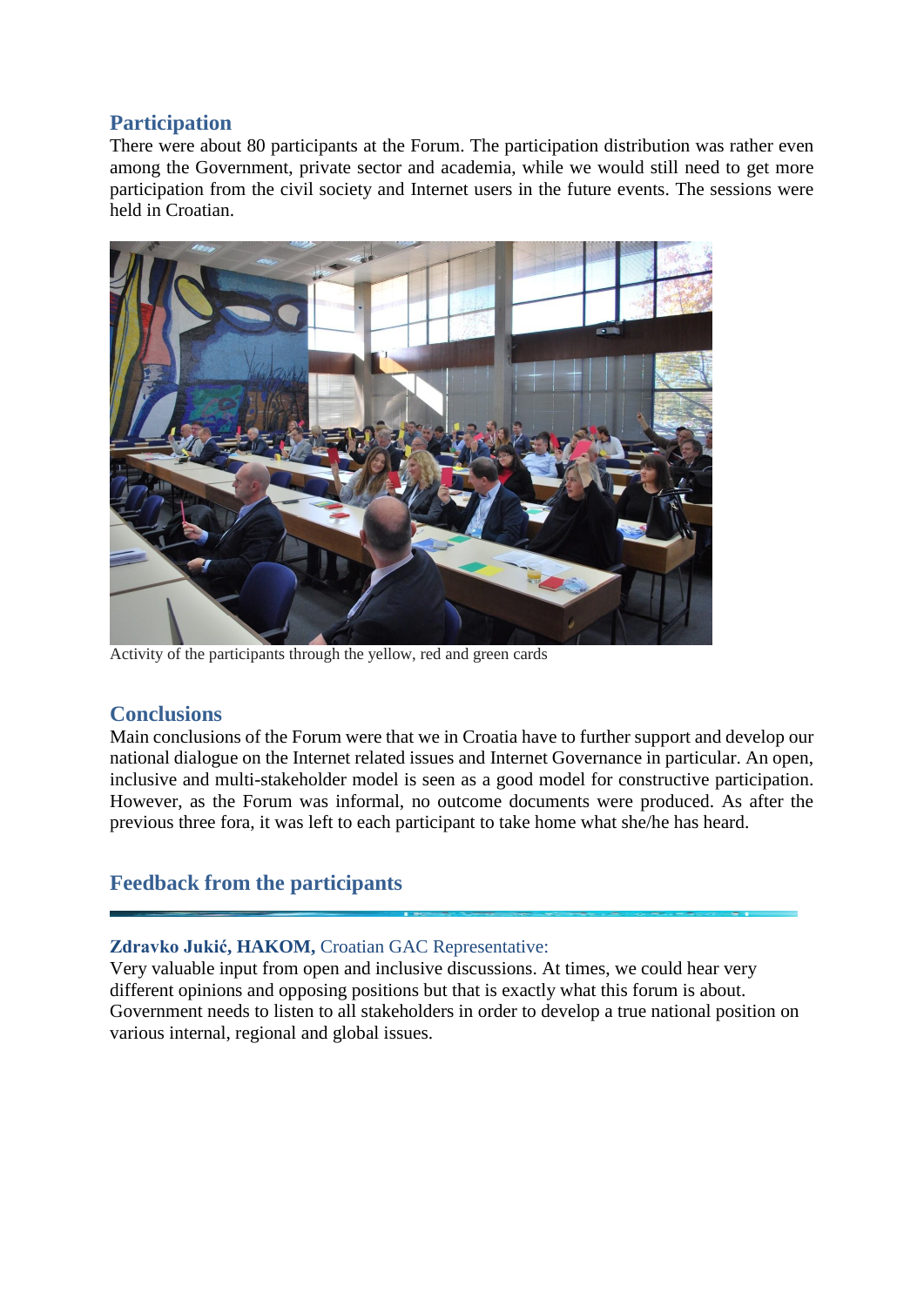## Participation

There were about 80 participants at the Forum. The participation distribution was rather even among the Government, private sector and academia, while we would still need to get more participation from the civil society and Internet users in the future events. The sessions were held in Croatian.

Activity of the participants through the yellow, red and green cards

## Conclusions

Main conclusions of the Forum were that we in Croatia have to further support and develop our national dialogue on the Internet related issues and Internet Governance in particular. An open, inclusive and multi-stakeholder model is seen as a good model for constructive participation. However, as the Forum was informal, no outcome documents were produced. As after the previous three fora, it was left to each participant to take home what she/he has heard.

## Feedback from the participants

**Zdravko Jukić, HAKOM,** Croatian GAC Representative:

Very valuable input from open and inclusive discussions. At times, we could hear very different opinions and opposing positions but that is exactly what this forum is about. Government needs to listen to all stakeholders in order to develop a true national position on various internal, regional and global issues.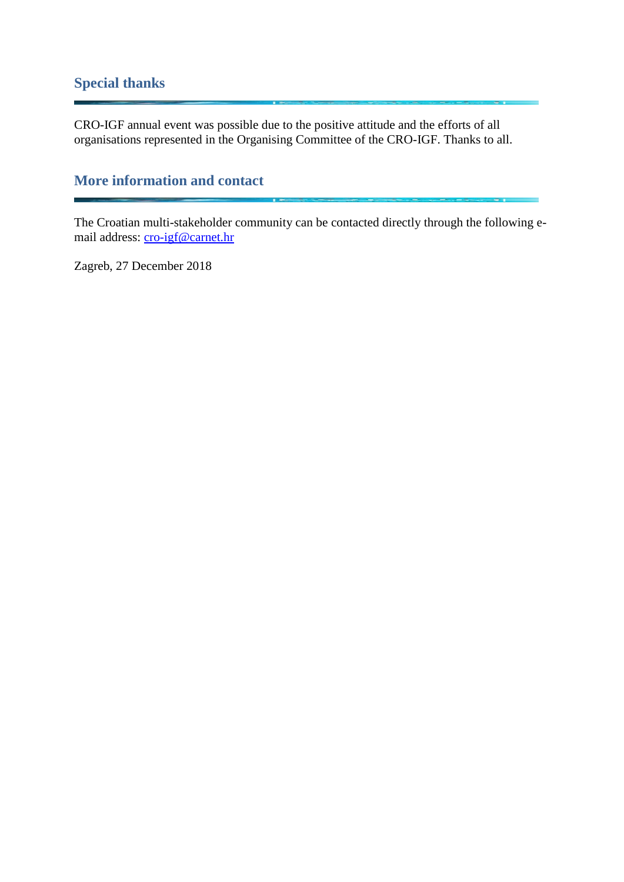## Special thanks

CRO-IGF annual event was possible due to the positive attitude and the efforts of all organisations represented in the Organising Committee of the CRO-IGF. Thanks to all.

## More information and contact

The Croatian multi-stakeholder community can be contacted directly through the following e-mail address: [cro-igf@carnet.hr](mailto:cro-igf@carnet.hr)

Zagreb, 27 December 2018